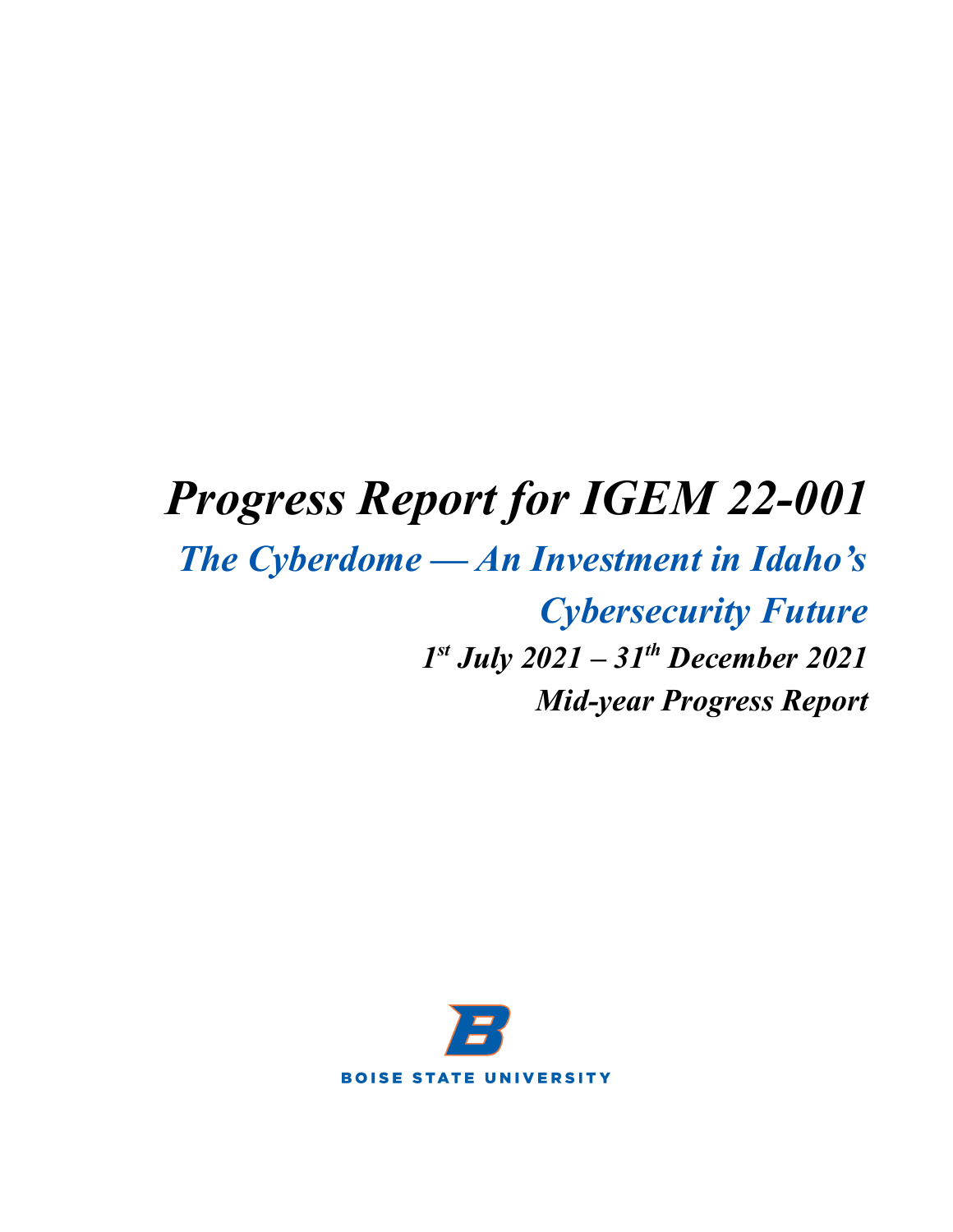# *Progress Report for IGEM 22-001*

## *The Cyberdome — An Investment in Idaho's Cybersecurity Future*

***1st July 2021 – 31th December 2021***

***Mid-year Progress Report***

BOISE STATE UNIVERSITY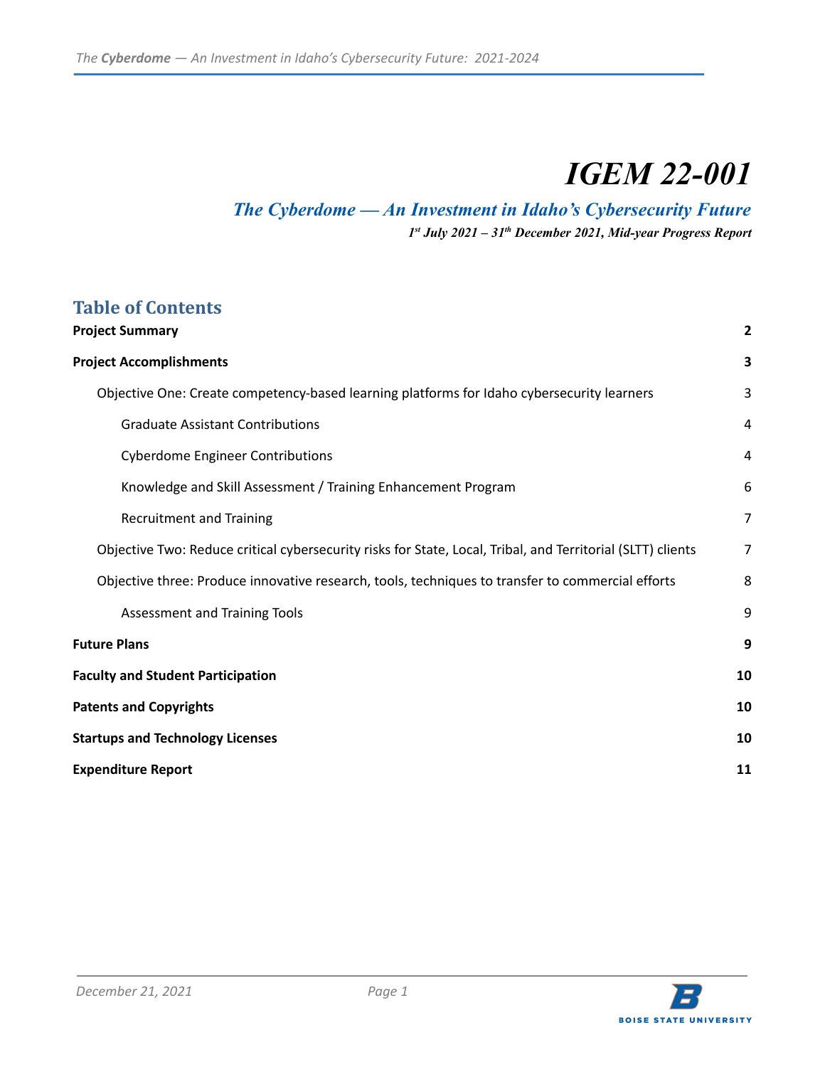# IGEM 22-001

## *The Cyberdome — An Investment in Idaho's Cybersecurity Future*

***1st July 2021 – 31th December 2021, Mid-year Progress Report***

## Table of Contents

| | |
|---|---|
| **Project Summary** | **2** |
| **Project Accomplishments** | **3** |
| Objective One: Create competency-based learning platforms for Idaho cybersecurity learners | 3 |
| Graduate Assistant Contributions | 4 |
| Cyberdome Engineer Contributions | 4 |
| Knowledge and Skill Assessment / Training Enhancement Program | 6 |
| Recruitment and Training | 7 |
| Objective Two: Reduce critical cybersecurity risks for State, Local, Tribal, and Territorial (SLTT) clients | 7 |
| Objective three: Produce innovative research, tools, techniques to transfer to commercial efforts | 8 |
| Assessment and Training Tools | 9 |
| **Future Plans** | **9** |
| **Faculty and Student Participation** | **10** |
| **Patents and Copyrights** | **10** |
| **Startups and Technology Licenses** | **10** |
| **Expenditure Report** | **11** |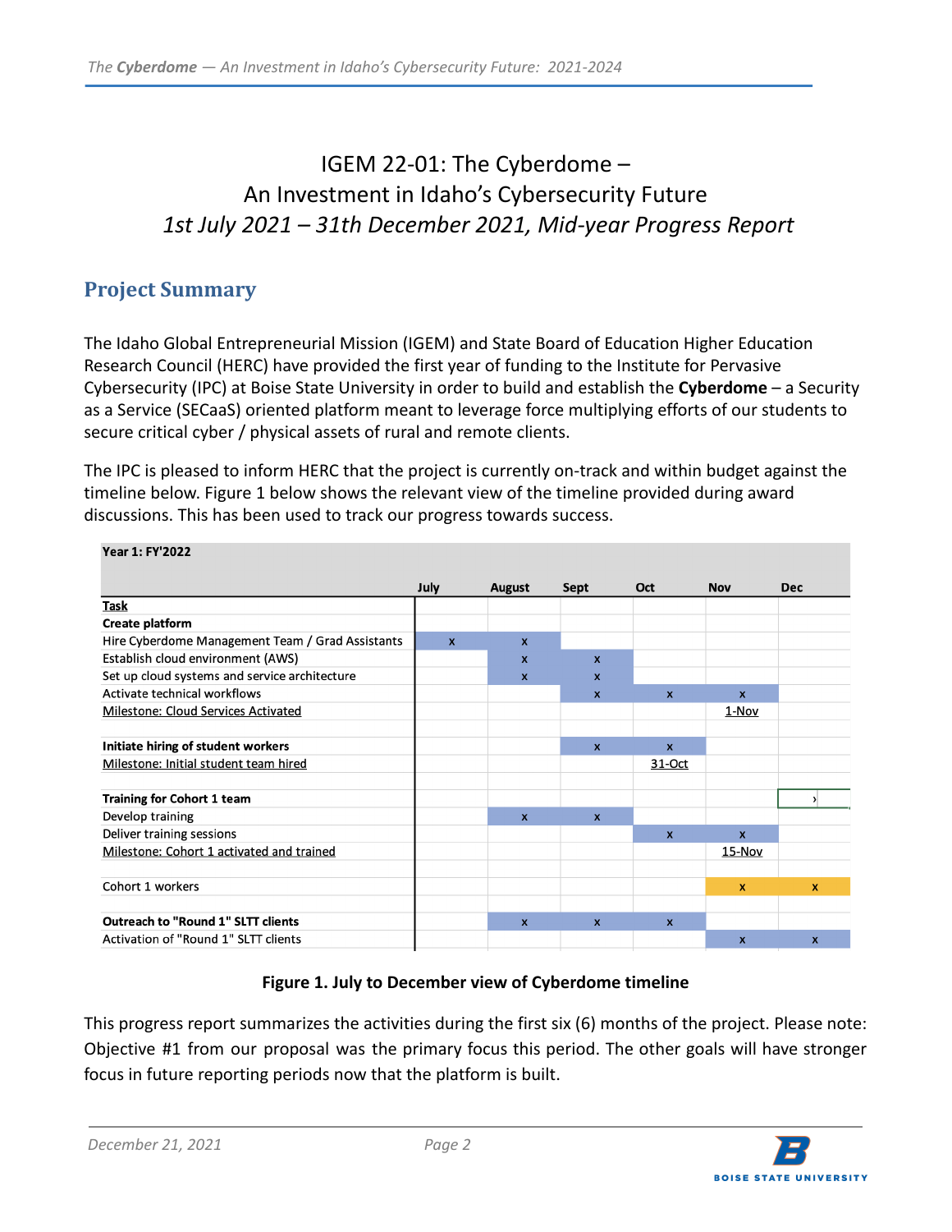# IGEM 22-01: The Cyberdome – An Investment in Idaho's Cybersecurity Future
## *1st July 2021 – 31th December 2021, Mid-year Progress Report*

## Project Summary

The Idaho Global Entrepreneurial Mission (IGEM) and State Board of Education Higher Education Research Council (HERC) have provided the first year of funding to the Institute for Pervasive Cybersecurity (IPC) at Boise State University in order to build and establish the **Cyberdome** – a Security as a Service (SECaaS) oriented platform meant to leverage force multiplying efforts of our students to secure critical cyber / physical assets of rural and remote clients.

The IPC is pleased to inform HERC that the project is currently on-track and within budget against the timeline below. Figure 1 below shows the relevant view of the timeline provided during award discussions. This has been used to track our progress towards success.

**Year 1: FY'2022**

| Task | July | August | Sept | Oct | Nov | Dec |
|---|---|---|---|---|---|---|
| **Create platform** | | | | | | |
| Hire Cyberdome Management Team / Grad Assistants | x | x | | | | |
| Establish cloud environment (AWS) | | x | x | | | |
| Set up cloud systems and service architecture | | x | x | | | |
| Activate technical workflows | | | x | x | x | |
| Milestone: Cloud Services Activated | | | | | 1-Nov | |
| | | | | | | |
| **Initiate hiring of student workers** | | | x | x | | |
| Milestone: Initial student team hired | | | | 31-Oct | | |
| | | | | | | |
| **Training for Cohort 1 team** | | | | | | › |
| Develop training | | x | x | | | |
| Deliver training sessions | | | | x | x | |
| Milestone: Cohort 1 activated and trained | | | | | 15-Nov | |
| | | | | | | |
| Cohort 1 workers | | | | | x | x |
| | | | | | | |
| **Outreach to "Round 1" SLTT clients** | | x | x | x | | |
| Activation of "Round 1" SLTT clients | | | | | x | x |

**Figure 1. July to December view of Cyberdome timeline**

This progress report summarizes the activities during the first six (6) months of the project. Please note: Objective #1 from our proposal was the primary focus this period. The other goals will have stronger focus in future reporting periods now that the platform is built.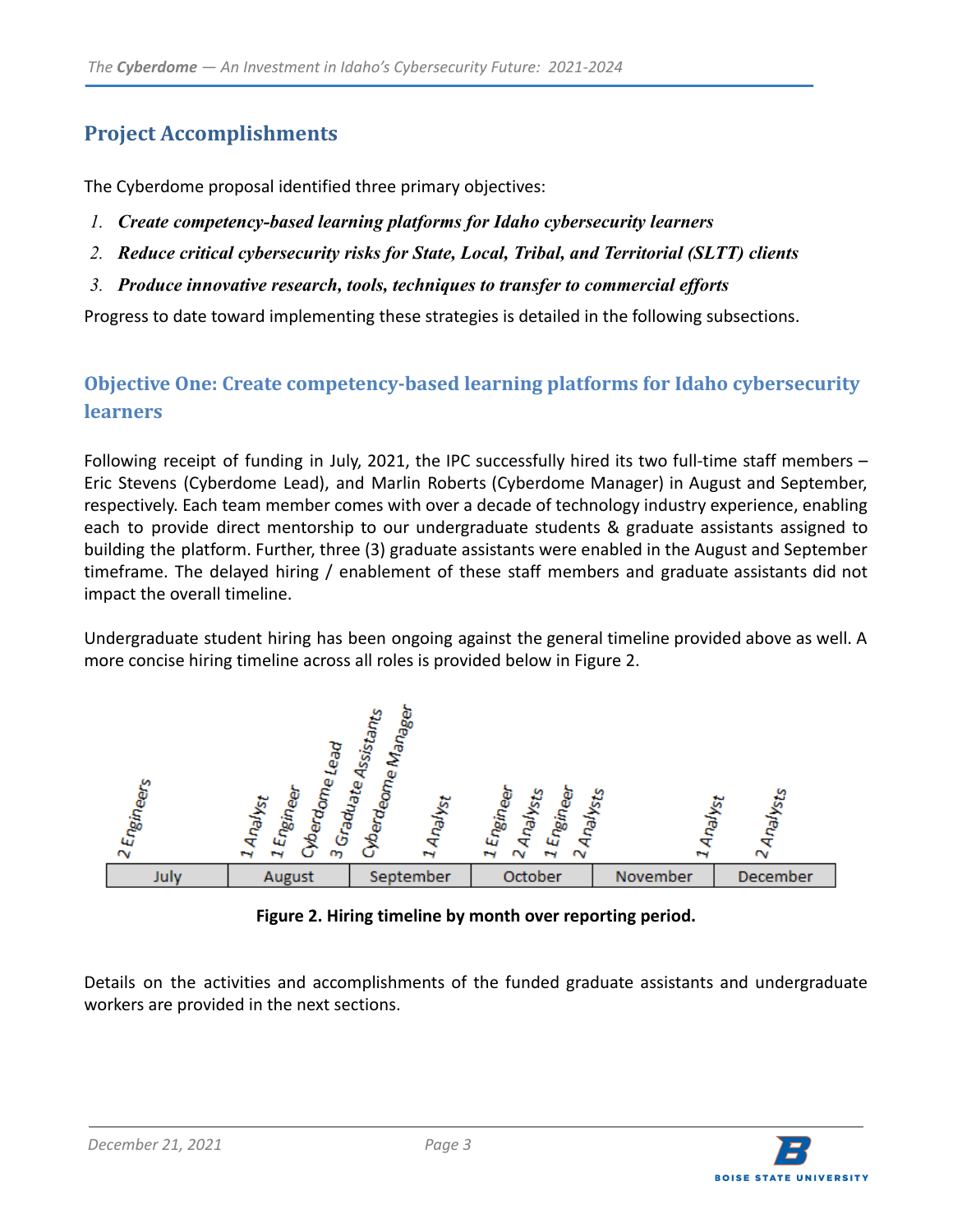## Project Accomplishments

The Cyberdome proposal identified three primary objectives:

1. ***Create competency-based learning platforms for Idaho cybersecurity learners***
2. ***Reduce critical cybersecurity risks for State, Local, Tribal, and Territorial (SLTT) clients***
3. ***Produce innovative research, tools, techniques to transfer to commercial efforts***

Progress to date toward implementing these strategies is detailed in the following subsections.

### Objective One: Create competency-based learning platforms for Idaho cybersecurity learners

Following receipt of funding in July, 2021, the IPC successfully hired its two full-time staff members – Eric Stevens (Cyberdome Lead), and Marlin Roberts (Cyberdome Manager) in August and September, respectively. Each team member comes with over a decade of technology industry experience, enabling each to provide direct mentorship to our undergraduate students & graduate assistants assigned to building the platform. Further, three (3) graduate assistants were enabled in the August and September timeframe. The delayed hiring / enablement of these staff members and graduate assistants did not impact the overall timeline.

Undergraduate student hiring has been ongoing against the general timeline provided above as well. A more concise hiring timeline across all roles is provided below in Figure 2.

| July | August | September | October | November | December |
|---|---|---|---|---|---|
| 2 Engineers | 1 Analyst, 1 Engineer, Cyberdome Lead, 3 Graduate Assistants | Cyberdeome Manager, 1 Analyst | 1 Engineer, 2 Analysts, 1 Engineer, 2 Analysts | 1 Analyst | 2 Analysts |

**Figure 2. Hiring timeline by month over reporting period.**

Details on the activities and accomplishments of the funded graduate assistants and undergraduate workers are provided in the next sections.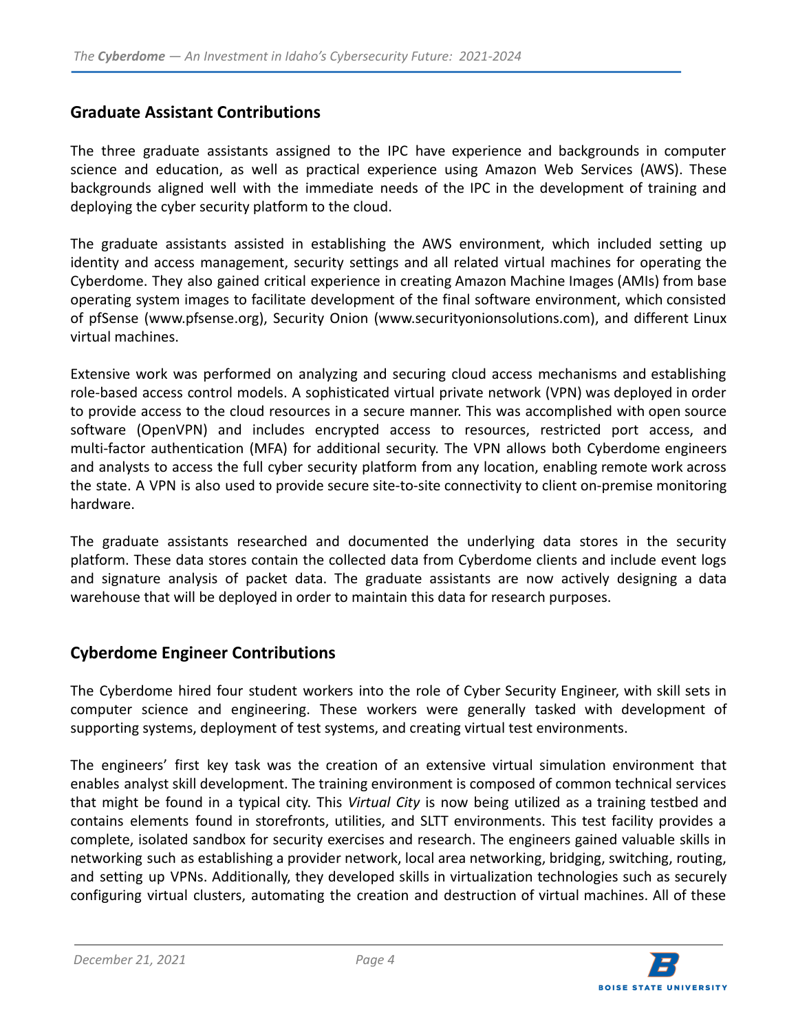## Graduate Assistant Contributions

The three graduate assistants assigned to the IPC have experience and backgrounds in computer science and education, as well as practical experience using Amazon Web Services (AWS). These backgrounds aligned well with the immediate needs of the IPC in the development of training and deploying the cyber security platform to the cloud.

The graduate assistants assisted in establishing the AWS environment, which included setting up identity and access management, security settings and all related virtual machines for operating the Cyberdome. They also gained critical experience in creating Amazon Machine Images (AMIs) from base operating system images to facilitate development of the final software environment, which consisted of pfSense (www.pfsense.org), Security Onion (www.securityonionsolutions.com), and different Linux virtual machines.

Extensive work was performed on analyzing and securing cloud access mechanisms and establishing role-based access control models. A sophisticated virtual private network (VPN) was deployed in order to provide access to the cloud resources in a secure manner. This was accomplished with open source software (OpenVPN) and includes encrypted access to resources, restricted port access, and multi-factor authentication (MFA) for additional security. The VPN allows both Cyberdome engineers and analysts to access the full cyber security platform from any location, enabling remote work across the state. A VPN is also used to provide secure site-to-site connectivity to client on-premise monitoring hardware.

The graduate assistants researched and documented the underlying data stores in the security platform. These data stores contain the collected data from Cyberdome clients and include event logs and signature analysis of packet data. The graduate assistants are now actively designing a data warehouse that will be deployed in order to maintain this data for research purposes.

## Cyberdome Engineer Contributions

The Cyberdome hired four student workers into the role of Cyber Security Engineer, with skill sets in computer science and engineering. These workers were generally tasked with development of supporting systems, deployment of test systems, and creating virtual test environments.

The engineers' first key task was the creation of an extensive virtual simulation environment that enables analyst skill development. The training environment is composed of common technical services that might be found in a typical city. This *Virtual City* is now being utilized as a training testbed and contains elements found in storefronts, utilities, and SLTT environments. This test facility provides a complete, isolated sandbox for security exercises and research. The engineers gained valuable skills in networking such as establishing a provider network, local area networking, bridging, switching, routing, and setting up VPNs. Additionally, they developed skills in virtualization technologies such as securely configuring virtual clusters, automating the creation and destruction of virtual machines. All of these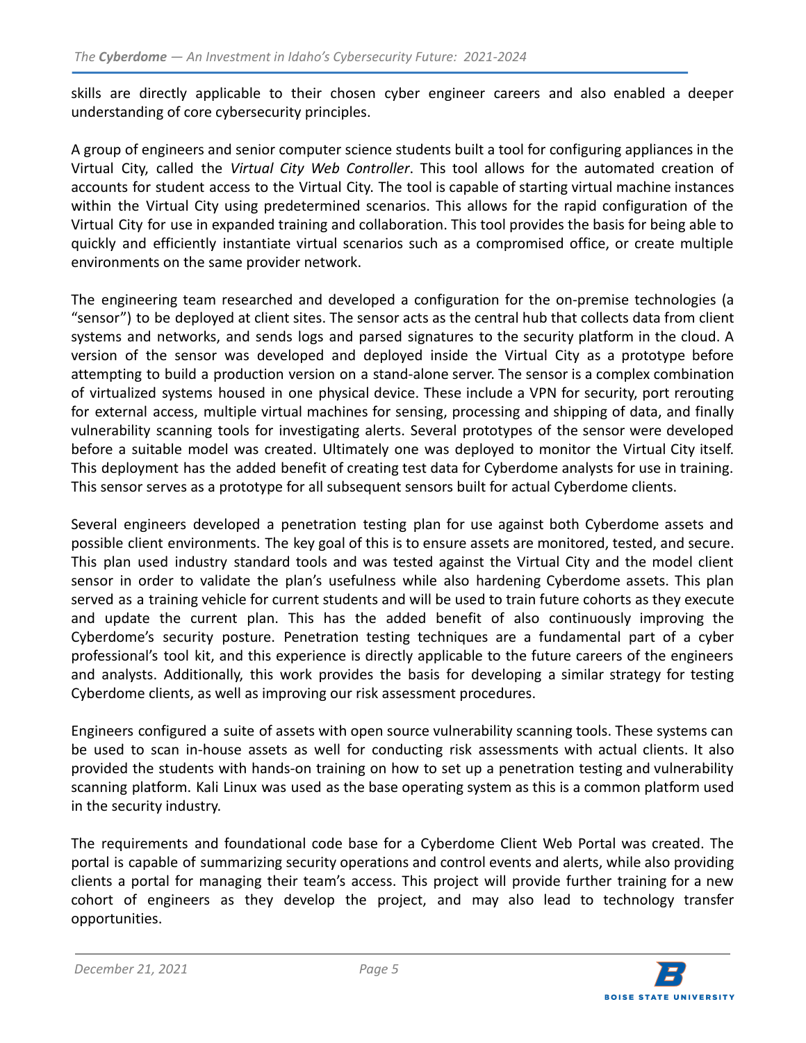skills are directly applicable to their chosen cyber engineer careers and also enabled a deeper understanding of core cybersecurity principles.

A group of engineers and senior computer science students built a tool for configuring appliances in the Virtual City, called the *Virtual City Web Controller*. This tool allows for the automated creation of accounts for student access to the Virtual City. The tool is capable of starting virtual machine instances within the Virtual City using predetermined scenarios. This allows for the rapid configuration of the Virtual City for use in expanded training and collaboration. This tool provides the basis for being able to quickly and efficiently instantiate virtual scenarios such as a compromised office, or create multiple environments on the same provider network.

The engineering team researched and developed a configuration for the on-premise technologies (a "sensor") to be deployed at client sites. The sensor acts as the central hub that collects data from client systems and networks, and sends logs and parsed signatures to the security platform in the cloud. A version of the sensor was developed and deployed inside the Virtual City as a prototype before attempting to build a production version on a stand-alone server. The sensor is a complex combination of virtualized systems housed in one physical device. These include a VPN for security, port rerouting for external access, multiple virtual machines for sensing, processing and shipping of data, and finally vulnerability scanning tools for investigating alerts. Several prototypes of the sensor were developed before a suitable model was created. Ultimately one was deployed to monitor the Virtual City itself. This deployment has the added benefit of creating test data for Cyberdome analysts for use in training. This sensor serves as a prototype for all subsequent sensors built for actual Cyberdome clients.

Several engineers developed a penetration testing plan for use against both Cyberdome assets and possible client environments. The key goal of this is to ensure assets are monitored, tested, and secure. This plan used industry standard tools and was tested against the Virtual City and the model client sensor in order to validate the plan's usefulness while also hardening Cyberdome assets. This plan served as a training vehicle for current students and will be used to train future cohorts as they execute and update the current plan. This has the added benefit of also continuously improving the Cyberdome's security posture. Penetration testing techniques are a fundamental part of a cyber professional's tool kit, and this experience is directly applicable to the future careers of the engineers and analysts. Additionally, this work provides the basis for developing a similar strategy for testing Cyberdome clients, as well as improving our risk assessment procedures.

Engineers configured a suite of assets with open source vulnerability scanning tools. These systems can be used to scan in-house assets as well for conducting risk assessments with actual clients. It also provided the students with hands-on training on how to set up a penetration testing and vulnerability scanning platform. Kali Linux was used as the base operating system as this is a common platform used in the security industry.

The requirements and foundational code base for a Cyberdome Client Web Portal was created. The portal is capable of summarizing security operations and control events and alerts, while also providing clients a portal for managing their team's access. This project will provide further training for a new cohort of engineers as they develop the project, and may also lead to technology transfer opportunities.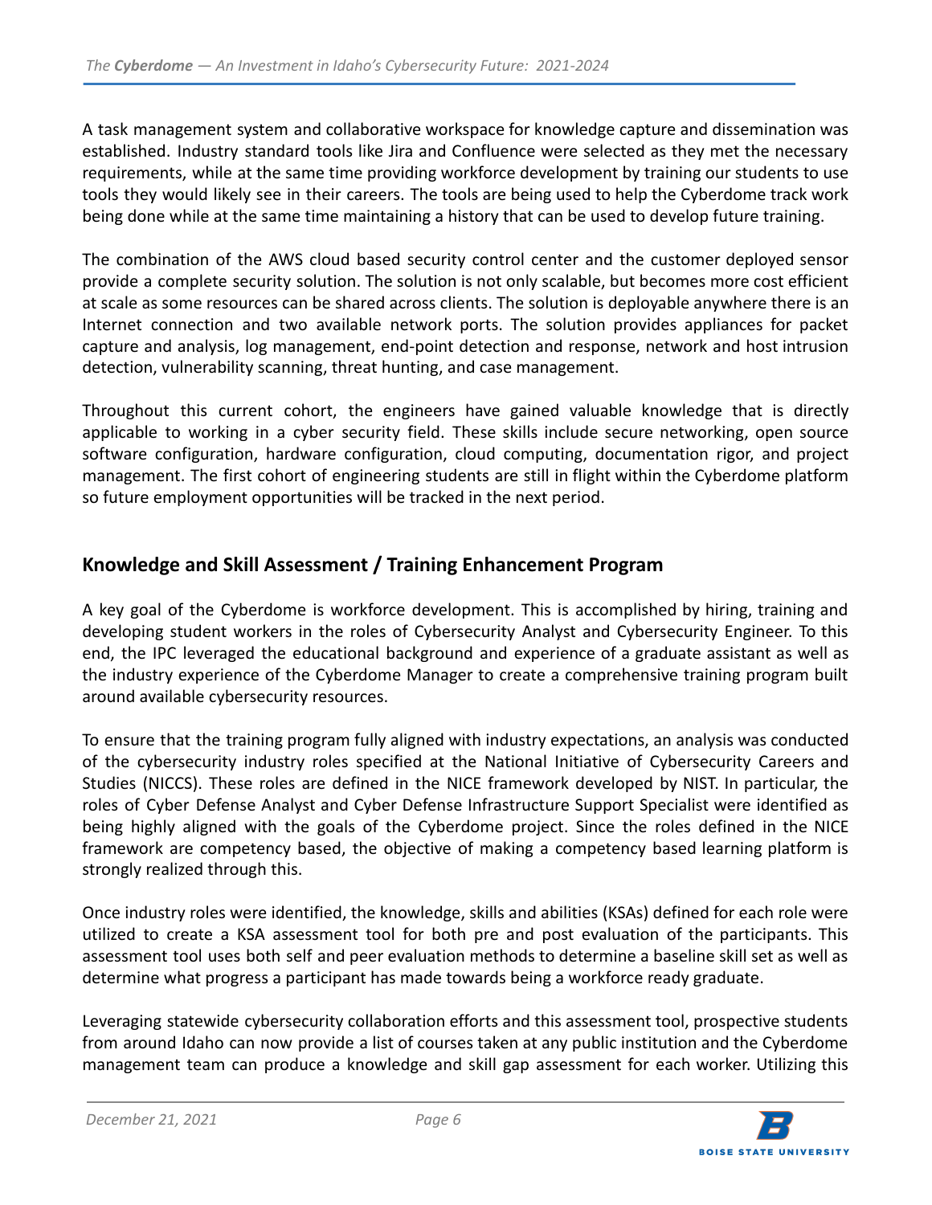A task management system and collaborative workspace for knowledge capture and dissemination was established. Industry standard tools like Jira and Confluence were selected as they met the necessary requirements, while at the same time providing workforce development by training our students to use tools they would likely see in their careers. The tools are being used to help the Cyberdome track work being done while at the same time maintaining a history that can be used to develop future training.

The combination of the AWS cloud based security control center and the customer deployed sensor provide a complete security solution. The solution is not only scalable, but becomes more cost efficient at scale as some resources can be shared across clients. The solution is deployable anywhere there is an Internet connection and two available network ports. The solution provides appliances for packet capture and analysis, log management, end-point detection and response, network and host intrusion detection, vulnerability scanning, threat hunting, and case management.

Throughout this current cohort, the engineers have gained valuable knowledge that is directly applicable to working in a cyber security field. These skills include secure networking, open source software configuration, hardware configuration, cloud computing, documentation rigor, and project management. The first cohort of engineering students are still in flight within the Cyberdome platform so future employment opportunities will be tracked in the next period.

## Knowledge and Skill Assessment / Training Enhancement Program

A key goal of the Cyberdome is workforce development. This is accomplished by hiring, training and developing student workers in the roles of Cybersecurity Analyst and Cybersecurity Engineer. To this end, the IPC leveraged the educational background and experience of a graduate assistant as well as the industry experience of the Cyberdome Manager to create a comprehensive training program built around available cybersecurity resources.

To ensure that the training program fully aligned with industry expectations, an analysis was conducted of the cybersecurity industry roles specified at the National Initiative of Cybersecurity Careers and Studies (NICCS). These roles are defined in the NICE framework developed by NIST. In particular, the roles of Cyber Defense Analyst and Cyber Defense Infrastructure Support Specialist were identified as being highly aligned with the goals of the Cyberdome project. Since the roles defined in the NICE framework are competency based, the objective of making a competency based learning platform is strongly realized through this.

Once industry roles were identified, the knowledge, skills and abilities (KSAs) defined for each role were utilized to create a KSA assessment tool for both pre and post evaluation of the participants. This assessment tool uses both self and peer evaluation methods to determine a baseline skill set as well as determine what progress a participant has made towards being a workforce ready graduate.

Leveraging statewide cybersecurity collaboration efforts and this assessment tool, prospective students from around Idaho can now provide a list of courses taken at any public institution and the Cyberdome management team can produce a knowledge and skill gap assessment for each worker. Utilizing this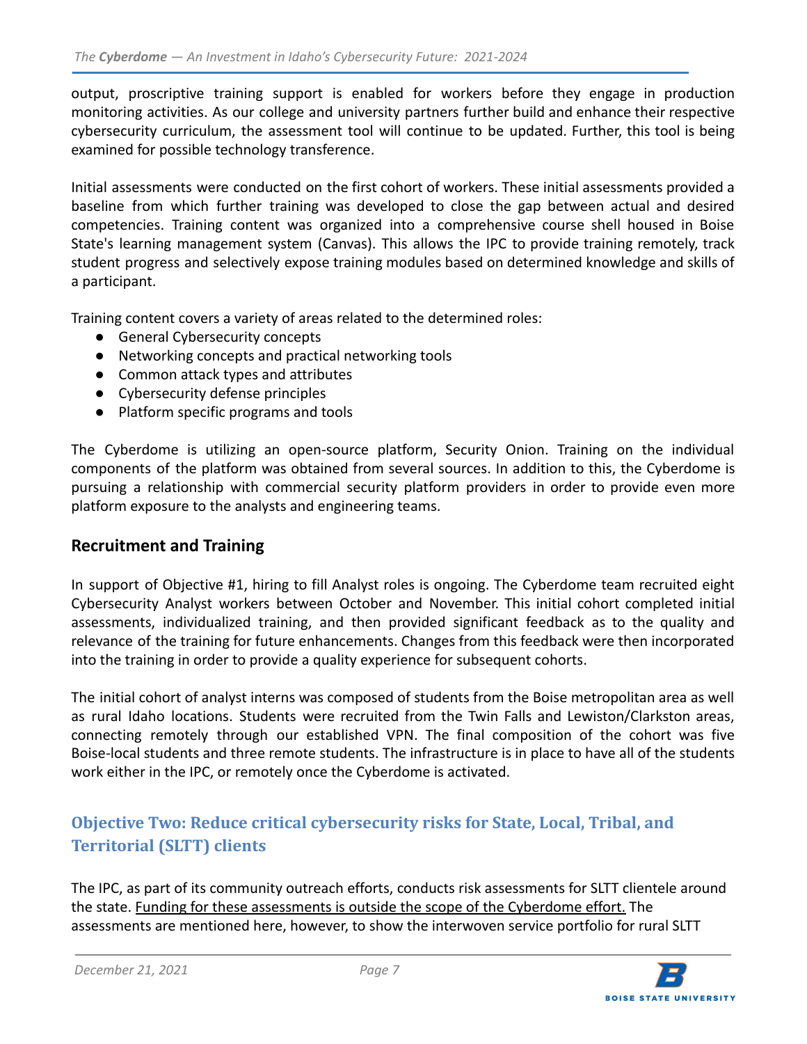output, proscriptive training support is enabled for workers before they engage in production monitoring activities. As our college and university partners further build and enhance their respective cybersecurity curriculum, the assessment tool will continue to be updated. Further, this tool is being examined for possible technology transference.

Initial assessments were conducted on the first cohort of workers. These initial assessments provided a baseline from which further training was developed to close the gap between actual and desired competencies. Training content was organized into a comprehensive course shell housed in Boise State's learning management system (Canvas). This allows the IPC to provide training remotely, track student progress and selectively expose training modules based on determined knowledge and skills of a participant.

Training content covers a variety of areas related to the determined roles:

- General Cybersecurity concepts
- Networking concepts and practical networking tools
- Common attack types and attributes
- Cybersecurity defense principles
- Platform specific programs and tools

The Cyberdome is utilizing an open-source platform, Security Onion. Training on the individual components of the platform was obtained from several sources. In addition to this, the Cyberdome is pursuing a relationship with commercial security platform providers in order to provide even more platform exposure to the analysts and engineering teams.

## Recruitment and Training

In support of Objective #1, hiring to fill Analyst roles is ongoing. The Cyberdome team recruited eight Cybersecurity Analyst workers between October and November. This initial cohort completed initial assessments, individualized training, and then provided significant feedback as to the quality and relevance of the training for future enhancements. Changes from this feedback were then incorporated into the training in order to provide a quality experience for subsequent cohorts.

The initial cohort of analyst interns was composed of students from the Boise metropolitan area as well as rural Idaho locations. Students were recruited from the Twin Falls and Lewiston/Clarkston areas, connecting remotely through our established VPN. The final composition of the cohort was five Boise-local students and three remote students. The infrastructure is in place to have all of the students work either in the IPC, or remotely once the Cyberdome is activated.

## Objective Two: Reduce critical cybersecurity risks for State, Local, Tribal, and Territorial (SLTT) clients

The IPC, as part of its community outreach efforts, conducts risk assessments for SLTT clientele around the state. Funding for these assessments is outside the scope of the Cyberdome effort. The assessments are mentioned here, however, to show the interwoven service portfolio for rural SLTT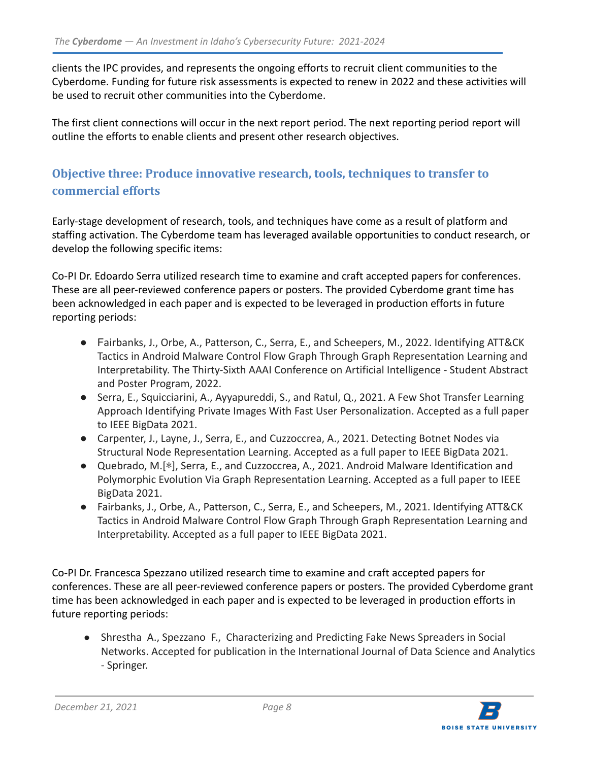clients the IPC provides, and represents the ongoing efforts to recruit client communities to the Cyberdome. Funding for future risk assessments is expected to renew in 2022 and these activities will be used to recruit other communities into the Cyberdome.

The first client connections will occur in the next report period. The next reporting period report will outline the efforts to enable clients and present other research objectives.

## Objective three: Produce innovative research, tools, techniques to transfer to commercial efforts

Early-stage development of research, tools, and techniques have come as a result of platform and staffing activation. The Cyberdome team has leveraged available opportunities to conduct research, or develop the following specific items:

Co-PI Dr. Edoardo Serra utilized research time to examine and craft accepted papers for conferences. These are all peer-reviewed conference papers or posters. The provided Cyberdome grant time has been acknowledged in each paper and is expected to be leveraged in production efforts in future reporting periods:

- Fairbanks, J., Orbe, A., Patterson, C., Serra, E., and Scheepers, M., 2022. Identifying ATT&CK Tactics in Android Malware Control Flow Graph Through Graph Representation Learning and Interpretability. The Thirty-Sixth AAAI Conference on Artificial Intelligence - Student Abstract and Poster Program, 2022.
- Serra, E., Squicciarini, A., Ayyapureddi, S., and Ratul, Q., 2021. A Few Shot Transfer Learning Approach Identifying Private Images With Fast User Personalization. Accepted as a full paper to IEEE BigData 2021.
- Carpenter, J., Layne, J., Serra, E., and Cuzzocrea, A., 2021. Detecting Botnet Nodes via Structural Node Representation Learning. Accepted as a full paper to IEEE BigData 2021.
- Quebrado, M.[*], Serra, E., and Cuzzocrea, A., 2021. Android Malware Identification and Polymorphic Evolution Via Graph Representation Learning. Accepted as a full paper to IEEE BigData 2021.
- Fairbanks, J., Orbe, A., Patterson, C., Serra, E., and Scheepers, M., 2021. Identifying ATT&CK Tactics in Android Malware Control Flow Graph Through Graph Representation Learning and Interpretability. Accepted as a full paper to IEEE BigData 2021.

Co-PI Dr. Francesca Spezzano utilized research time to examine and craft accepted papers for conferences. These are all peer-reviewed conference papers or posters. The provided Cyberdome grant time has been acknowledged in each paper and is expected to be leveraged in production efforts in future reporting periods:

- Shrestha A., Spezzano F., Characterizing and Predicting Fake News Spreaders in Social Networks. Accepted for publication in the International Journal of Data Science and Analytics - Springer.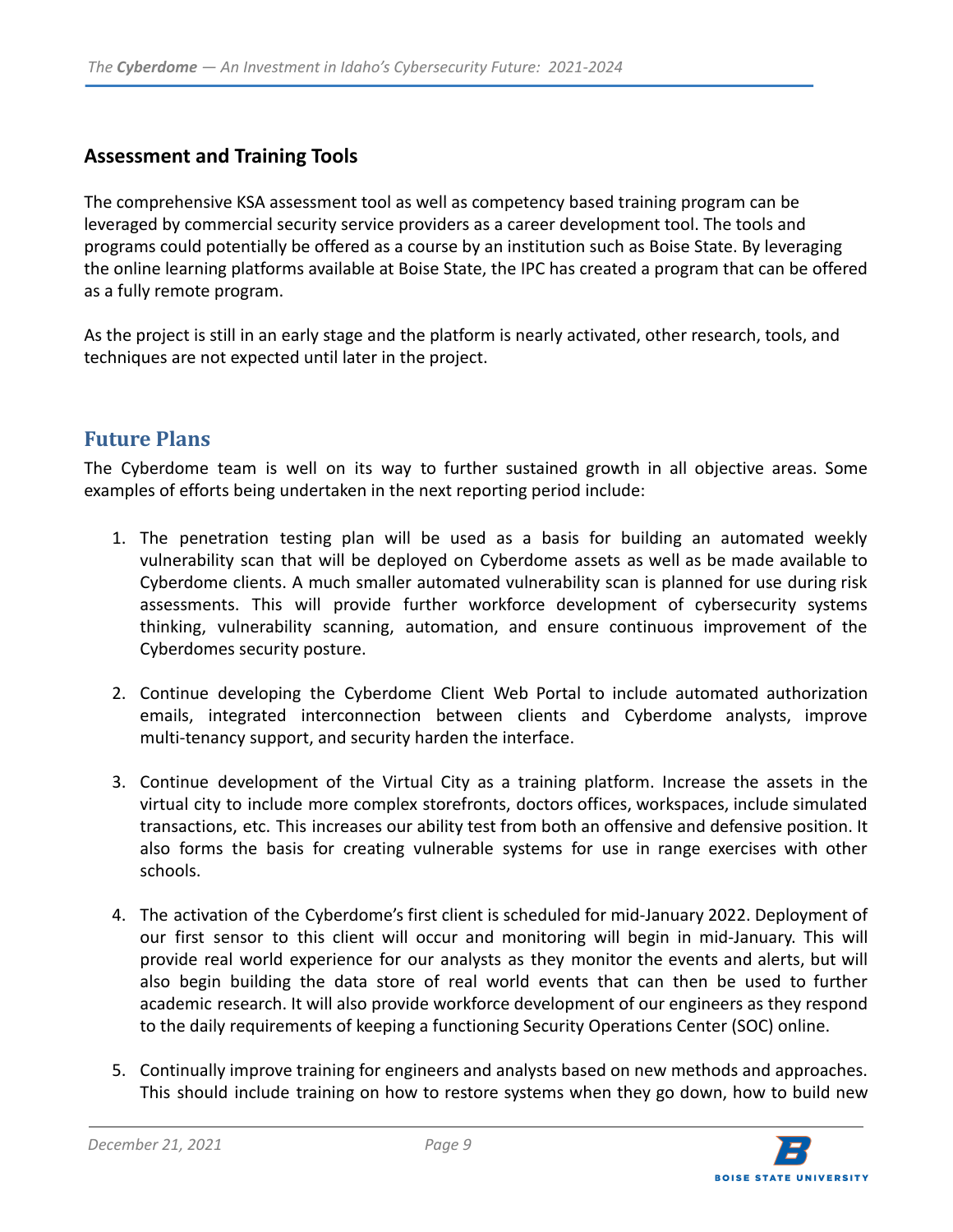### Assessment and Training Tools

The comprehensive KSA assessment tool as well as competency based training program can be leveraged by commercial security service providers as a career development tool. The tools and programs could potentially be offered as a course by an institution such as Boise State. By leveraging the online learning platforms available at Boise State, the IPC has created a program that can be offered as a fully remote program.

As the project is still in an early stage and the platform is nearly activated, other research, tools, and techniques are not expected until later in the project.

## Future Plans

The Cyberdome team is well on its way to further sustained growth in all objective areas. Some examples of efforts being undertaken in the next reporting period include:

1. The penetration testing plan will be used as a basis for building an automated weekly vulnerability scan that will be deployed on Cyberdome assets as well as be made available to Cyberdome clients. A much smaller automated vulnerability scan is planned for use during risk assessments. This will provide further workforce development of cybersecurity systems thinking, vulnerability scanning, automation, and ensure continuous improvement of the Cyberdomes security posture.

2. Continue developing the Cyberdome Client Web Portal to include automated authorization emails, integrated interconnection between clients and Cyberdome analysts, improve multi-tenancy support, and security harden the interface.

3. Continue development of the Virtual City as a training platform. Increase the assets in the virtual city to include more complex storefronts, doctors offices, workspaces, include simulated transactions, etc. This increases our ability test from both an offensive and defensive position. It also forms the basis for creating vulnerable systems for use in range exercises with other schools.

4. The activation of the Cyberdome's first client is scheduled for mid-January 2022. Deployment of our first sensor to this client will occur and monitoring will begin in mid-January. This will provide real world experience for our analysts as they monitor the events and alerts, but will also begin building the data store of real world events that can then be used to further academic research. It will also provide workforce development of our engineers as they respond to the daily requirements of keeping a functioning Security Operations Center (SOC) online.

5. Continually improve training for engineers and analysts based on new methods and approaches. This should include training on how to restore systems when they go down, how to build new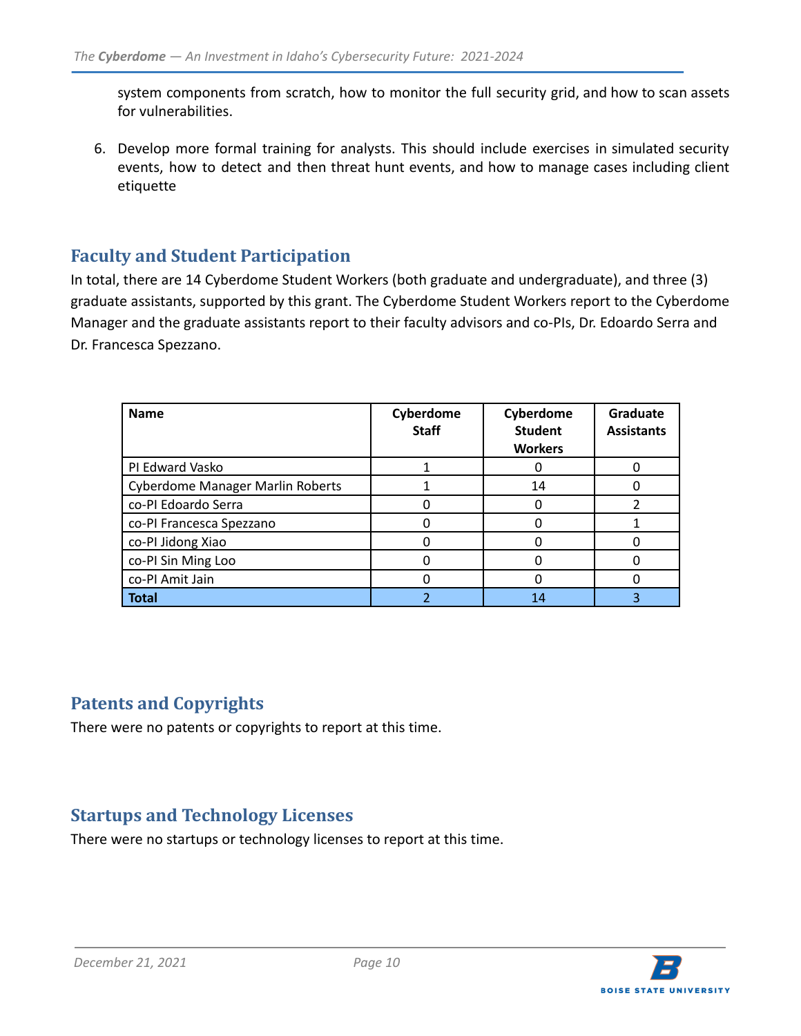system components from scratch, how to monitor the full security grid, and how to scan assets for vulnerabilities.

6. Develop more formal training for analysts. This should include exercises in simulated security events, how to detect and then threat hunt events, and how to manage cases including client etiquette

## Faculty and Student Participation

In total, there are 14 Cyberdome Student Workers (both graduate and undergraduate), and three (3) graduate assistants, supported by this grant. The Cyberdome Student Workers report to the Cyberdome Manager and the graduate assistants report to their faculty advisors and co-PIs, Dr. Edoardo Serra and Dr. Francesca Spezzano.

| Name | Cyberdome Staff | Cyberdome Student Workers | Graduate Assistants |
|---|---|---|---|
| PI Edward Vasko | 1 | 0 | 0 |
| Cyberdome Manager Marlin Roberts | 1 | 14 | 0 |
| co-PI Edoardo Serra | 0 | 0 | 2 |
| co-PI Francesca Spezzano | 0 | 0 | 1 |
| co-PI Jidong Xiao | 0 | 0 | 0 |
| co-PI Sin Ming Loo | 0 | 0 | 0 |
| co-PI Amit Jain | 0 | 0 | 0 |
| **Total** | 2 | 14 | 3 |

## Patents and Copyrights

There were no patents or copyrights to report at this time.

## Startups and Technology Licenses

There were no startups or technology licenses to report at this time.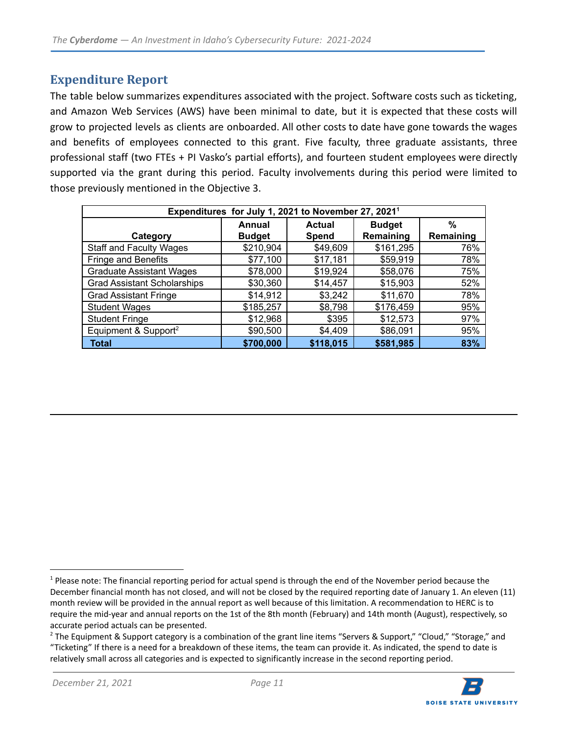## Expenditure Report

The table below summarizes expenditures associated with the project. Software costs such as ticketing, and Amazon Web Services (AWS) have been minimal to date, but it is expected that these costs will grow to projected levels as clients are onboarded. All other costs to date have gone towards the wages and benefits of employees connected to this grant. Five faculty, three graduate assistants, three professional staff (two FTEs + PI Vasko's partial efforts), and fourteen student employees were directly supported via the grant during this period. Faculty involvements during this period were limited to those previously mentioned in the Objective 3.

| Expenditures for July 1, 2021 to November 27, 2021[1] | | | | |
|---|---|---|---|---|
| **Category** | **Annual Budget** | **Actual Spend** | **Budget Remaining** | **% Remaining** |
| Staff and Faculty Wages | $210,904 | $49,609 | $161,295 | 76% |
| Fringe and Benefits | $77,100 | $17,181 | $59,919 | 78% |
| Graduate Assistant Wages | $78,000 | $19,924 | $58,076 | 75% |
| Grad Assistant Scholarships | $30,360 | $14,457 | $15,903 | 52% |
| Grad Assistant Fringe | $14,912 | $3,242 | $11,670 | 78% |
| Student Wages | $185,257 | $8,798 | $176,459 | 95% |
| Student Fringe | $12,968 | $395 | $12,573 | 97% |
| Equipment & Support[2] | $90,500 | $4,409 | $86,091 | 95% |
| **Total** | **$700,000** | **$118,015** | **$581,985** | **83%** |

---

[1] Please note: The financial reporting period for actual spend is through the end of the November period because the December financial month has not closed, and will not be closed by the required reporting date of January 1. An eleven (11) month review will be provided in the annual report as well because of this limitation. A recommendation to HERC is to require the mid-year and annual reports on the 1st of the 8th month (February) and 14th month (August), respectively, so accurate period actuals can be presented.

[2] The Equipment & Support category is a combination of the grant line items "Servers & Support," "Cloud," "Storage," and "Ticketing" If there is a need for a breakdown of these items, the team can provide it. As indicated, the spend to date is relatively small across all categories and is expected to significantly increase in the second reporting period.